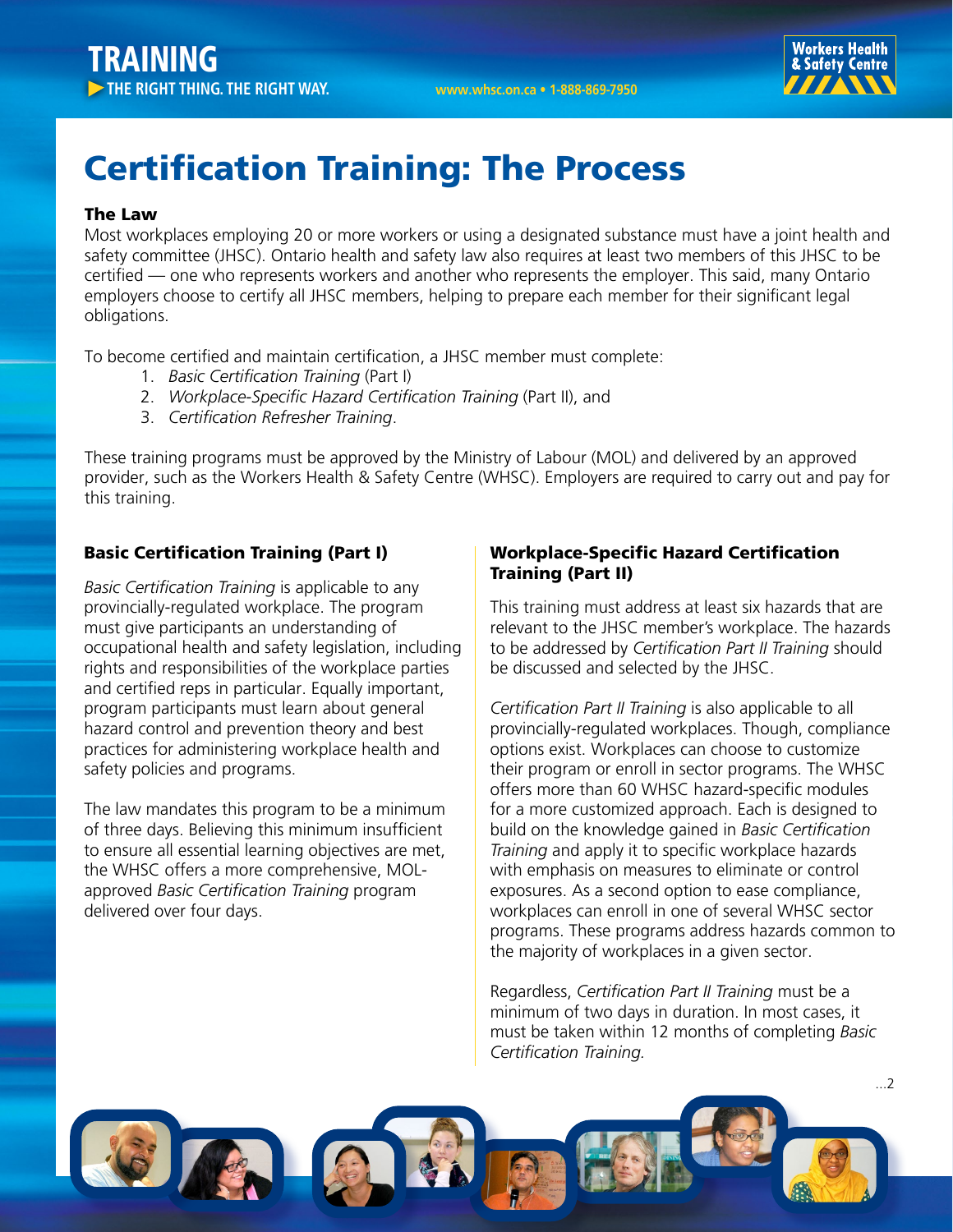# Certification Training: The Process

**The Law**

Most workplaces employing 20 or more workers or using a designated substance must have a joint health and safety committee (JHSC). Ontario health and safety law also requires at least two members of this JHSC to be certified — one who represents workers and another who represents the employer. This said, many Ontario employers choose to certify all JHSC members, helping to prepare each member for their significant legal obligations.

To become certified and maintain certification, a JHSC member must complete:

1. *Basic Certification Training* (Part I)
2. *Workplace-Specific Hazard Certification Training* (Part II), and
3. *Certification Refresher Training*.

These training programs must be approved by the Ministry of Labour (MOL) and delivered by an approved provider, such as the Workers Health & Safety Centre (WHSC). Employers are required to carry out and pay for this training.

### Basic Certification Training (Part I)

*Basic Certification Training* is applicable to any provincially-regulated workplace. The program must give participants an understanding of occupational health and safety legislation, including rights and responsibilities of the workplace parties and certified reps in particular. Equally important, program participants must learn about general hazard control and prevention theory and best practices for administering workplace health and safety policies and programs.

The law mandates this program to be a minimum of three days. Believing this minimum insufficient to ensure all essential learning objectives are met, the WHSC offers a more comprehensive, MOL-approved *Basic Certification Training* program delivered over four days.

### Workplace-Specific Hazard Certification Training (Part II)

This training must address at least six hazards that are relevant to the JHSC member's workplace. The hazards to be addressed by *Certification Part II Training* should be discussed and selected by the JHSC.

*Certification Part II Training* is also applicable to all provincially-regulated workplaces. Though, compliance options exist. Workplaces can choose to customize their program or enroll in sector programs. The WHSC offers more than 60 WHSC hazard-specific modules for a more customized approach. Each is designed to build on the knowledge gained in *Basic Certification Training* and apply it to specific workplace hazards with emphasis on measures to eliminate or control exposures. As a second option to ease compliance, workplaces can enroll in one of several WHSC sector programs. These programs address hazards common to the majority of workplaces in a given sector.

Regardless, *Certification Part II Training* must be a minimum of two days in duration. In most cases, it must be taken within 12 months of completing *Basic Certification Training.*

...2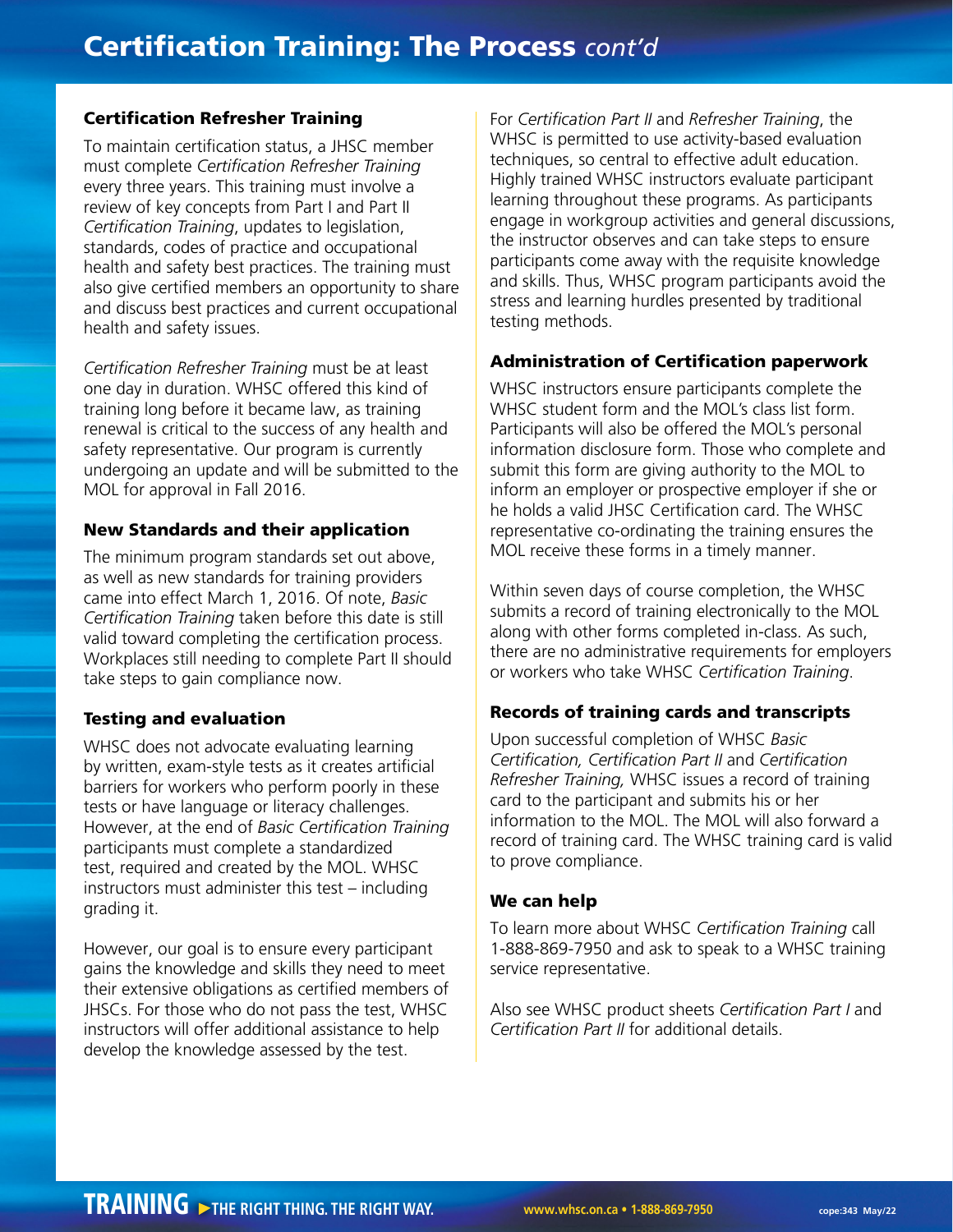# Certification Training: The Process *cont'd*

### Certification Refresher Training

To maintain certification status, a JHSC member must complete *Certification Refresher Training* every three years. This training must involve a review of key concepts from Part I and Part II *Certification Training*, updates to legislation, standards, codes of practice and occupational health and safety best practices. The training must also give certified members an opportunity to share and discuss best practices and current occupational health and safety issues.

*Certification Refresher Training* must be at least one day in duration. WHSC offered this kind of training long before it became law, as training renewal is critical to the success of any health and safety representative. Our program is currently undergoing an update and will be submitted to the MOL for approval in Fall 2016.

### New Standards and their application

The minimum program standards set out above, as well as new standards for training providers came into effect March 1, 2016. Of note, *Basic Certification Training* taken before this date is still valid toward completing the certification process. Workplaces still needing to complete Part II should take steps to gain compliance now.

### Testing and evaluation

WHSC does not advocate evaluating learning by written, exam-style tests as it creates artificial barriers for workers who perform poorly in these tests or have language or literacy challenges. However, at the end of *Basic Certification Training* participants must complete a standardized test, required and created by the MOL. WHSC instructors must administer this test – including grading it.

However, our goal is to ensure every participant gains the knowledge and skills they need to meet their extensive obligations as certified members of JHSCs. For those who do not pass the test, WHSC instructors will offer additional assistance to help develop the knowledge assessed by the test.

For *Certification Part II* and *Refresher Training*, the WHSC is permitted to use activity-based evaluation techniques, so central to effective adult education. Highly trained WHSC instructors evaluate participant learning throughout these programs. As participants engage in workgroup activities and general discussions, the instructor observes and can take steps to ensure participants come away with the requisite knowledge and skills. Thus, WHSC program participants avoid the stress and learning hurdles presented by traditional testing methods.

### Administration of Certification paperwork

WHSC instructors ensure participants complete the WHSC student form and the MOL's class list form. Participants will also be offered the MOL's personal information disclosure form. Those who complete and submit this form are giving authority to the MOL to inform an employer or prospective employer if she or he holds a valid JHSC Certification card. The WHSC representative co-ordinating the training ensures the MOL receive these forms in a timely manner.

Within seven days of course completion, the WHSC submits a record of training electronically to the MOL along with other forms completed in-class. As such, there are no administrative requirements for employers or workers who take WHSC *Certification Training*.

### Records of training cards and transcripts

Upon successful completion of WHSC *Basic Certification, Certification Part II* and *Certification Refresher Training,* WHSC issues a record of training card to the participant and submits his or her information to the MOL. The MOL will also forward a record of training card. The WHSC training card is valid to prove compliance.

### We can help

To learn more about WHSC *Certification Training* call 1-888-869-7950 and ask to speak to a WHSC training service representative.

Also see WHSC product sheets *Certification Part I* and *Certification Part II* for additional details.

**TRAINING** ▶THE RIGHT THING. THE RIGHT WAY. www.whsc.on.ca • 1-888-869-7950 cope:343 May/22